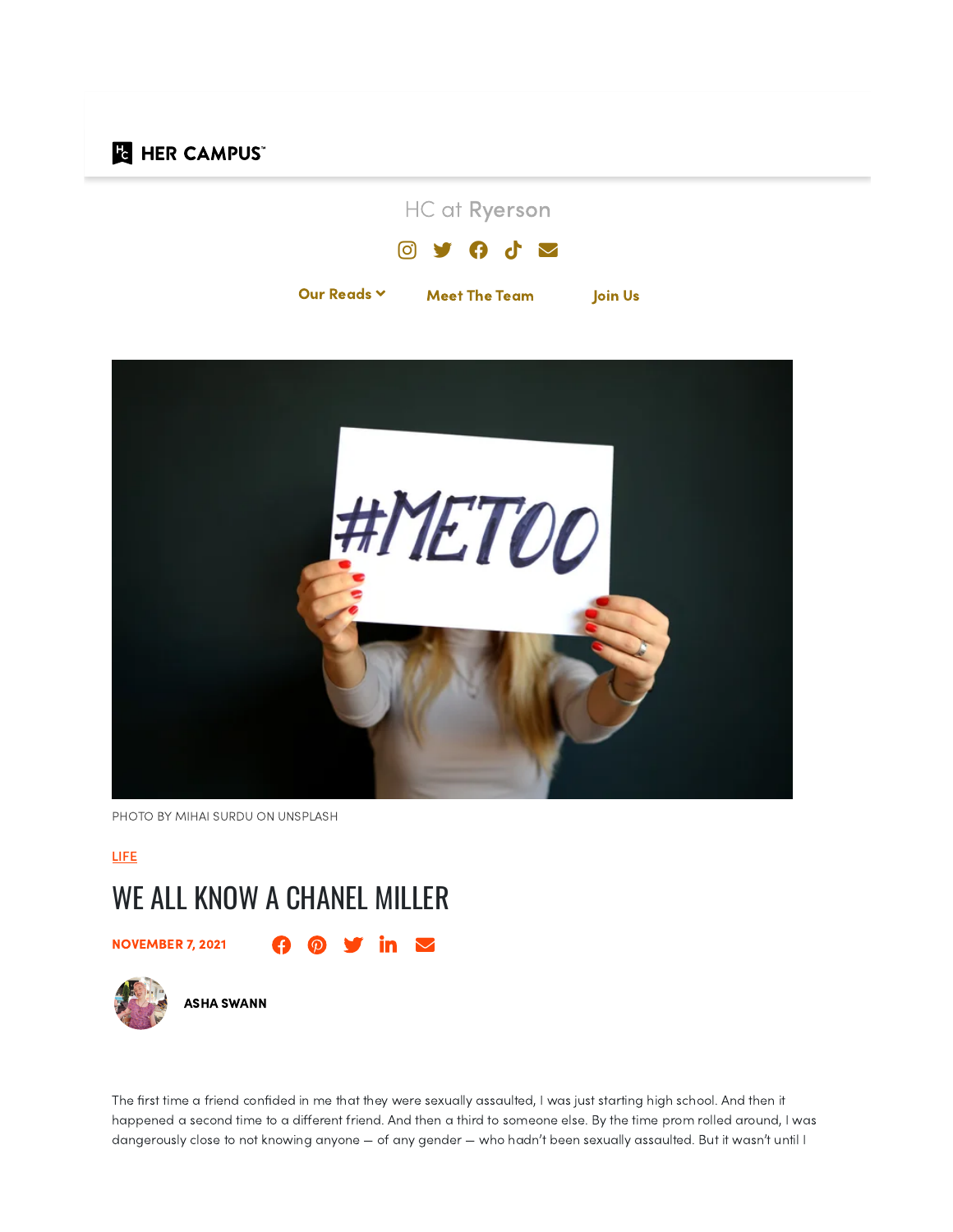HER CAMPUS

HC at Ryerson

Our Reads | Meet The Team | Join Us

PHOTO BY MIHAI SURDU ON UNSPLASH

LIFE

# WE ALL KNOW A CHANEL MILLER

NOVEMBER 7, 2021

ASHA SWANN

The first time a friend confided in me that they were sexually assaulted, I was just starting high school. And then it happened a second time to a different friend. And then a third to someone else. By the time prom rolled around, I was dangerously close to not knowing anyone — of any gender — who hadn't been sexually assaulted. But it wasn't until I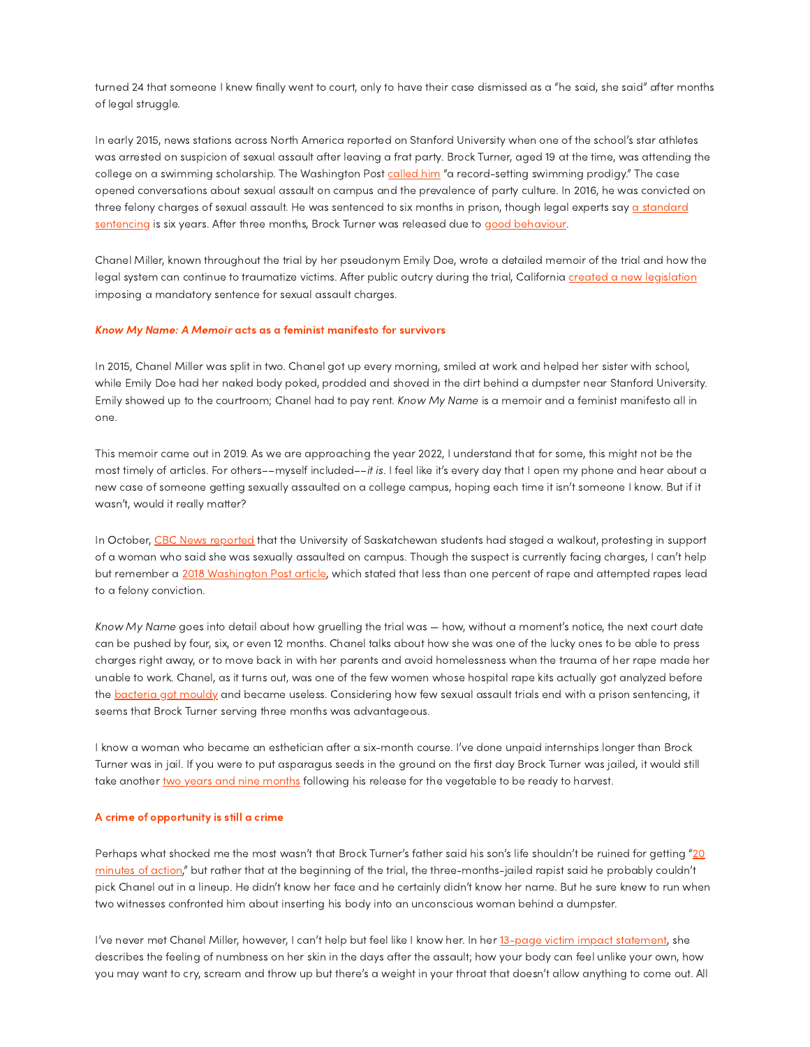turned 24 that someone I knew finally went to court, only to have their case dismissed as a "he said, she said" after months of legal struggle.

In early 2015, news stations across North America reported on Stanford University when one of the school's star athletes was arrested on suspicion of sexual assault after leaving a frat party. Brock Turner, aged 19 at the time, was attending the college on a swimming scholarship. The Washington Post called him "a record-setting swimming prodigy." The case opened conversations about sexual assault on campus and the prevalence of party culture. In 2016, he was convicted on three felony charges of sexual assault. He was sentenced to six months in prison, though legal experts say a standard sentencing is six years. After three months, Brock Turner was released due to good behaviour.

Chanel Miller, known throughout the trial by her pseudonym Emily Doe, wrote a detailed memoir of the trial and how the legal system can continue to traumatize victims. After public outcry during the trial, California created a new legislation imposing a mandatory sentence for sexual assault charges.

### *Know My Name: A Memoir* acts as a feminist manifesto for survivors

In 2015, Chanel Miller was split in two. Chanel got up every morning, smiled at work and helped her sister with school, while Emily Doe had her naked body poked, prodded and shoved in the dirt behind a dumpster near Stanford University. Emily showed up to the courtroom; Chanel had to pay rent. *Know My Name* is a memoir and a feminist manifesto all in one.

This memoir came out in 2019. As we are approaching the year 2022, I understand that for some, this might not be the most timely of articles. For others––myself included––*it is*. I feel like it's every day that I open my phone and hear about a new case of someone getting sexually assaulted on a college campus, hoping each time it isn't someone I know. But if it wasn't, would it really matter?

In October, CBC News reported that the University of Saskatchewan students had staged a walkout, protesting in support of a woman who said she was sexually assaulted on campus. Though the suspect is currently facing charges, I can't help but remember a 2018 Washington Post article, which stated that less than one percent of rape and attempted rapes lead to a felony conviction.

*Know My Name* goes into detail about how gruelling the trial was — how, without a moment's notice, the next court date can be pushed by four, six, or even 12 months. Chanel talks about how she was one of the lucky ones to be able to press charges right away, or to move back in with her parents and avoid homelessness when the trauma of her rape made her unable to work. Chanel, as it turns out, was one of the few women whose hospital rape kits actually got analyzed before the bacteria got mouldy and became useless. Considering how few sexual assault trials end with a prison sentencing, it seems that Brock Turner serving three months was advantageous.

I know a woman who became an esthetician after a six-month course. I've done unpaid internships longer than Brock Turner was in jail. If you were to put asparagus seeds in the ground on the first day Brock Turner was jailed, it would still take another two years and nine months following his release for the vegetable to be ready to harvest.

### A crime of opportunity is still a crime

Perhaps what shocked me the most wasn't that Brock Turner's father said his son's life shouldn't be ruined for getting "20 minutes of action," but rather that at the beginning of the trial, the three-months-jailed rapist said he probably couldn't pick Chanel out in a lineup. He didn't know her face and he certainly didn't know her name. But he sure knew to run when two witnesses confronted him about inserting his body into an unconscious woman behind a dumpster.

I've never met Chanel Miller, however, I can't help but feel like I know her. In her 13-page victim impact statement, she describes the feeling of numbness on her skin in the days after the assault; how your body can feel unlike your own, how you may want to cry, scream and throw up but there's a weight in your throat that doesn't allow anything to come out. All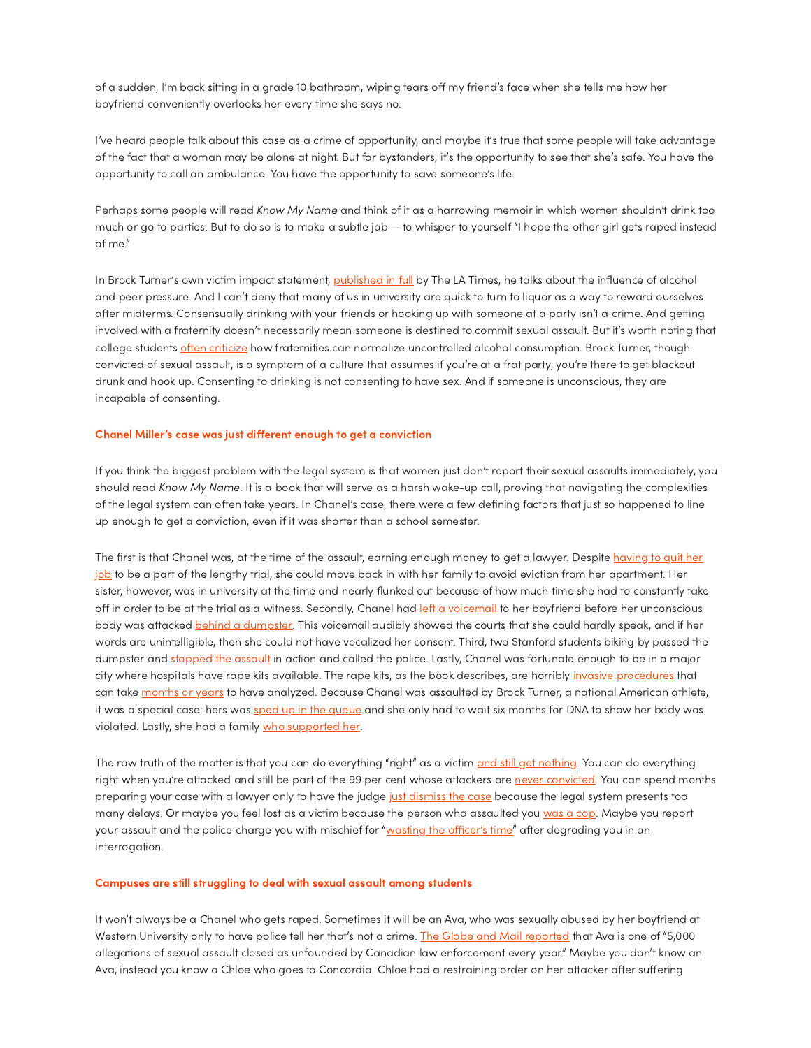of a sudden, I'm back sitting in a grade 10 bathroom, wiping tears off my friend's face when she tells me how her boyfriend conveniently overlooks her every time she says no.

I've heard people talk about this case as a crime of opportunity, and maybe it's true that some people will take advantage of the fact that a woman may be alone at night. But for bystanders, it's the opportunity to see that she's safe. You have the opportunity to call an ambulance. You have the opportunity to save someone's life.

Perhaps some people will read *Know My Name* and think of it as a harrowing memoir in which women shouldn't drink too much or go to parties. But to do so is to make a subtle jab — to whisper to yourself "I hope the other girl gets raped instead of me."

In Brock Turner's own victim impact statement, published in full by The LA Times, he talks about the influence of alcohol and peer pressure. And I can't deny that many of us in university are quick to turn to liquor as a way to reward ourselves after midterms. Consensually drinking with your friends or hooking up with someone at a party isn't a crime. And getting involved with a fraternity doesn't necessarily mean someone is destined to commit sexual assault. But it's worth noting that college students often criticize how fraternities can normalize uncontrolled alcohol consumption. Brock Turner, though convicted of sexual assault, is a symptom of a culture that assumes if you're at a frat party, you're there to get blackout drunk and hook up. Consenting to drinking is not consenting to have sex. And if someone is unconscious, they are incapable of consenting.

### Chanel Miller's case was just different enough to get a conviction

If you think the biggest problem with the legal system is that women just don't report their sexual assaults immediately, you should read *Know My Name*. It is a book that will serve as a harsh wake-up call, proving that navigating the complexities of the legal system can often take years. In Chanel's case, there were a few defining factors that just so happened to line up enough to get a conviction, even if it was shorter than a school semester.

The first is that Chanel was, at the time of the assault, earning enough money to get a lawyer. Despite having to quit her job to be a part of the lengthy trial, she could move back in with her family to avoid eviction from her apartment. Her sister, however, was in university at the time and nearly flunked out because of how much time she had to constantly take off in order to be at the trial as a witness. Secondly, Chanel had left a voicemail to her boyfriend before her unconscious body was attacked behind a dumpster. This voicemail audibly showed the courts that she could hardly speak, and if her words are unintelligible, then she could not have vocalized her consent. Third, two Stanford students biking by passed the dumpster and stopped the assault in action and called the police. Lastly, Chanel was fortunate enough to be in a major city where hospitals have rape kits available. The rape kits, as the book describes, are horribly invasive procedures that can take months or years to have analyzed. Because Chanel was assaulted by Brock Turner, a national American athlete, it was a special case: hers was sped up in the queue and she only had to wait six months for DNA to show her body was violated. Lastly, she had a family who supported her.

The raw truth of the matter is that you can do everything "right" as a victim and still get nothing. You can do everything right when you're attacked and still be part of the 99 per cent whose attackers are never convicted. You can spend months preparing your case with a lawyer only to have the judge just dismiss the case because the legal system presents too many delays. Or maybe you feel lost as a victim because the person who assaulted you was a cop. Maybe you report your assault and the police charge you with mischief for "wasting the officer's time" after degrading you in an interrogation.

### Campuses are still struggling to deal with sexual assault among students

It won't always be a Chanel who gets raped. Sometimes it will be an Ava, who was sexually abused by her boyfriend at Western University only to have police tell her that's not a crime. The Globe and Mail reported that Ava is one of "5,000 allegations of sexual assault closed as unfounded by Canadian law enforcement every year." Maybe you don't know an Ava, instead you know a Chloe who goes to Concordia. Chloe had a restraining order on her attacker after suffering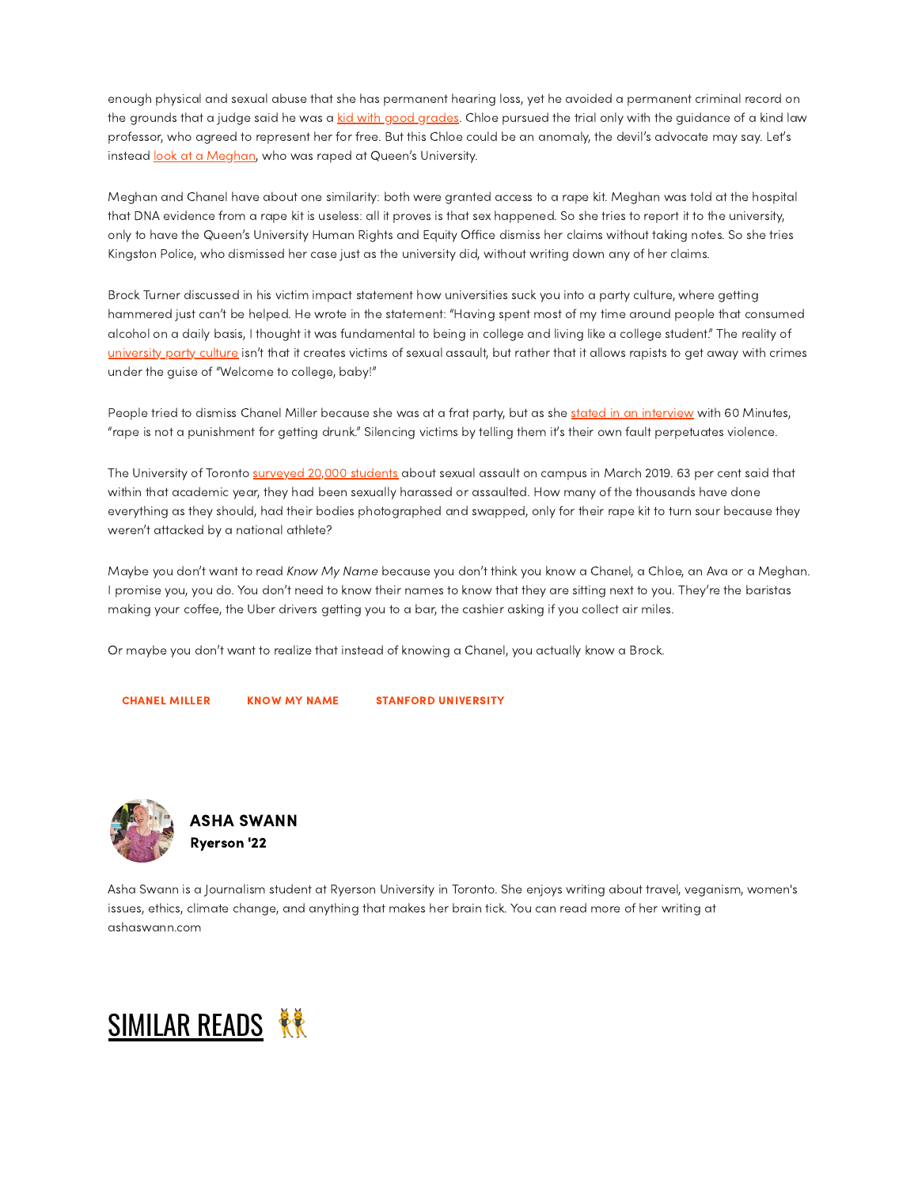enough physical and sexual abuse that she has permanent hearing loss, yet he avoided a permanent criminal record on the grounds that a judge said he was a kid with good grades. Chloe pursued the trial only with the guidance of a kind law professor, who agreed to represent her for free. But this Chloe could be an anomaly, the devil's advocate may say. Let's instead look at a Meghan, who was raped at Queen's University.

Meghan and Chanel have about one similarity: both were granted access to a rape kit. Meghan was told at the hospital that DNA evidence from a rape kit is useless: all it proves is that sex happened. So she tries to report it to the university, only to have the Queen's University Human Rights and Equity Office dismiss her claims without taking notes. So she tries Kingston Police, who dismissed her case just as the university did, without writing down any of her claims.

Brock Turner discussed in his victim impact statement how universities suck you into a party culture, where getting hammered just can't be helped. He wrote in the statement: "Having spent most of my time around people that consumed alcohol on a daily basis, I thought it was fundamental to being in college and living like a college student." The reality of university party culture isn't that it creates victims of sexual assault, but rather that it allows rapists to get away with crimes under the guise of "Welcome to college, baby!"

People tried to dismiss Chanel Miller because she was at a frat party, but as she stated in an interview with 60 Minutes, "rape is not a punishment for getting drunk." Silencing victims by telling them it's their own fault perpetuates violence.

The University of Toronto surveyed 20,000 students about sexual assault on campus in March 2019. 63 per cent said that within that academic year, they had been sexually harassed or assaulted. How many of the thousands have done everything as they should, had their bodies photographed and swapped, only for their rape kit to turn sour because they weren't attacked by a national athlete?

Maybe you don't want to read *Know My Name* because you don't think you know a Chanel, a Chloe, an Ava or a Meghan. I promise you, you do. You don't need to know their names to know that they are sitting next to you. They're the baristas making your coffee, the Uber drivers getting you to a bar, the cashier asking if you collect air miles.

Or maybe you don't want to realize that instead of knowing a Chanel, you actually know a Brock.

**CHANEL MILLER** **KNOW MY NAME** **STANFORD UNIVERSITY**

**ASHA SWANN**
**Ryerson '22**

Asha Swann is a Journalism student at Ryerson University in Toronto. She enjoys writing about travel, veganism, women's issues, ethics, climate change, and anything that makes her brain tick. You can read more of her writing at ashaswann.com

## SIMILAR READS 👯